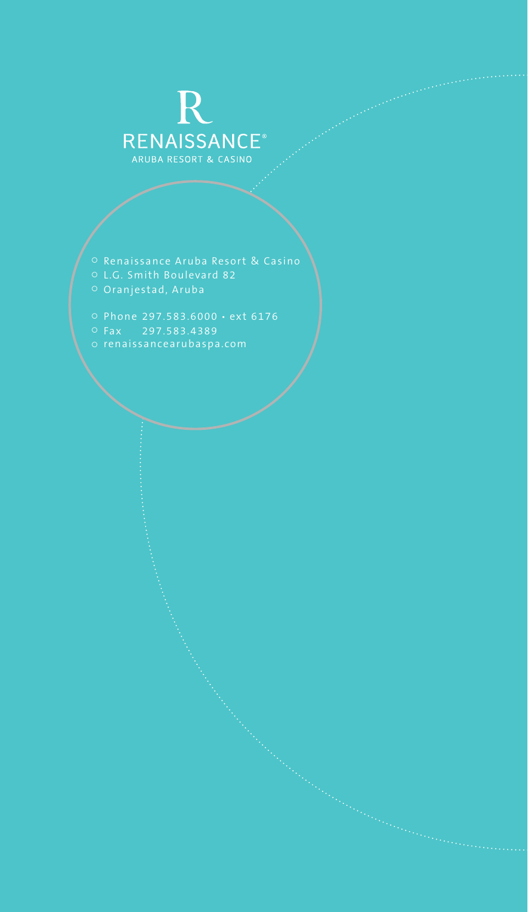R

RENAISSANCE®

ARUBA RESORT & CASINO

- Renaissance Aruba Resort & Casino
- L.G. Smith Boulevard 82
- Oranjestad, Aruba

- Phone 297.583.6000 • ext 6176
- Fax 297.583.4389
- renaissancearubaspa.com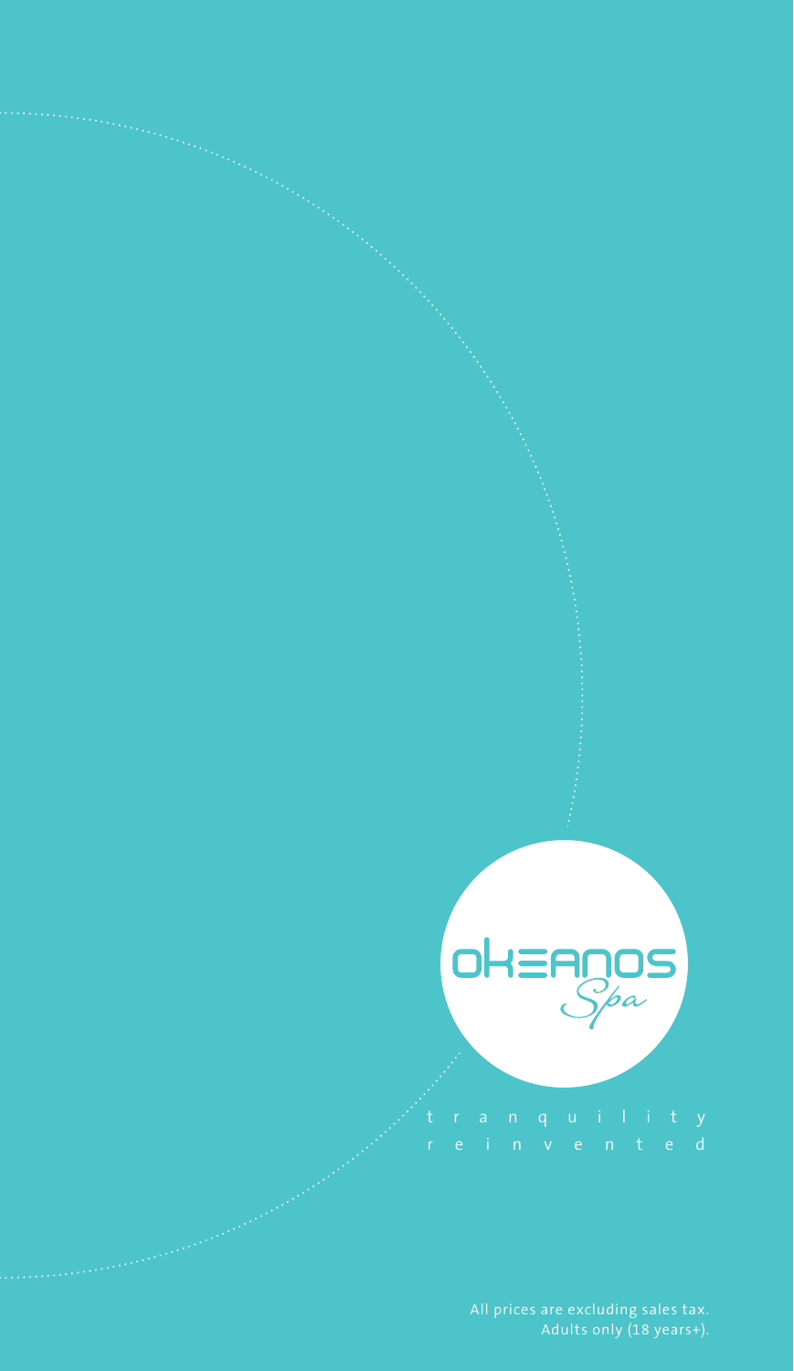OKEANOS Spa

tranquility reinvented

All prices are excluding sales tax.
Adults only (18 years+).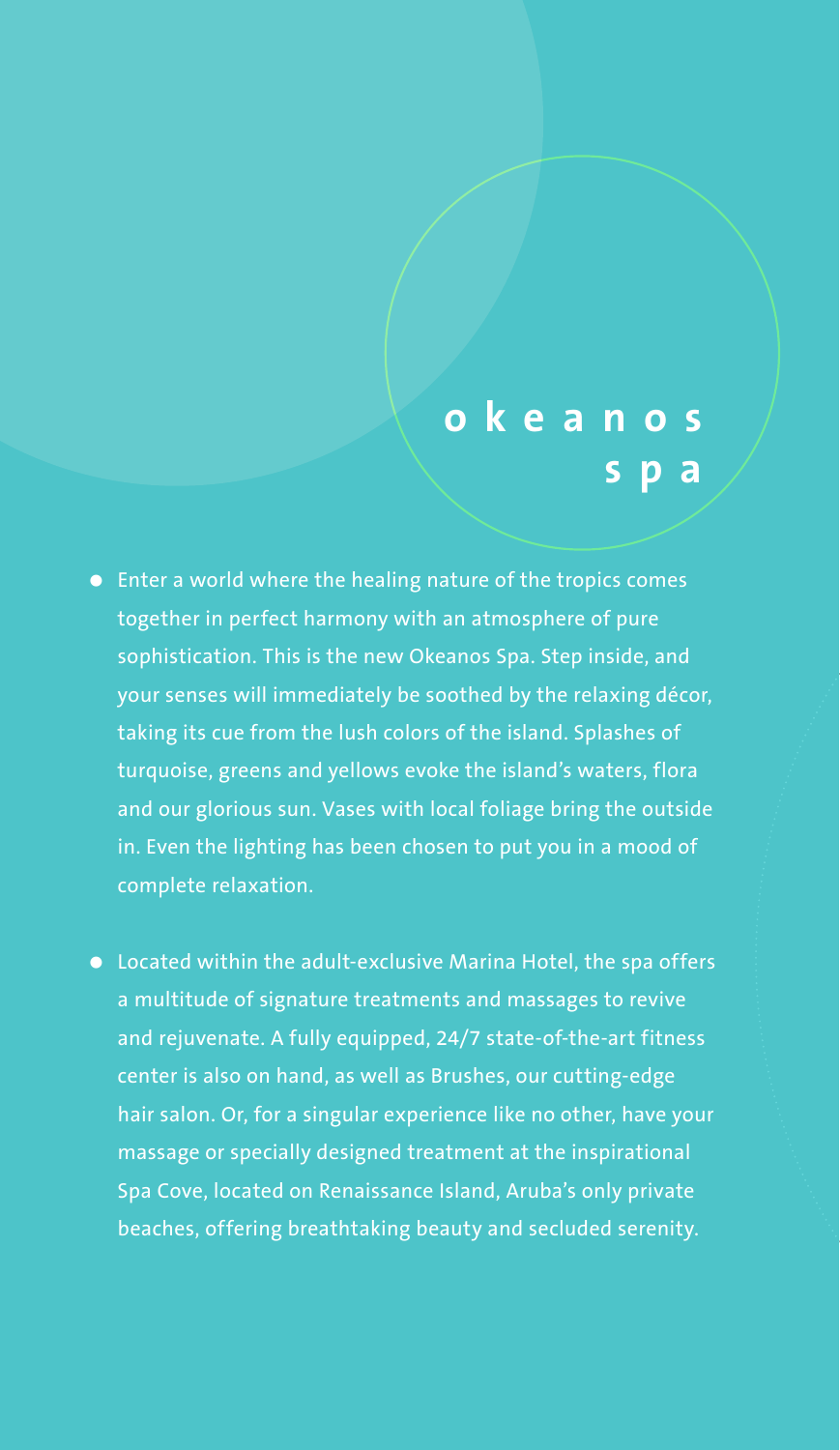# okeanos spa

- Enter a world where the healing nature of the tropics comes together in perfect harmony with an atmosphere of pure sophistication. This is the new Okeanos Spa. Step inside, and your senses will immediately be soothed by the relaxing décor, taking its cue from the lush colors of the island. Splashes of turquoise, greens and yellows evoke the island's waters, flora and our glorious sun. Vases with local foliage bring the outside in. Even the lighting has been chosen to put you in a mood of complete relaxation.

- Located within the adult-exclusive Marina Hotel, the spa offers a multitude of signature treatments and massages to revive and rejuvenate. A fully equipped, 24/7 state-of-the-art fitness center is also on hand, as well as Brushes, our cutting-edge hair salon. Or, for a singular experience like no other, have your massage or specially designed treatment at the inspirational Spa Cove, located on Renaissance Island, Aruba's only private beaches, offering breathtaking beauty and secluded serenity.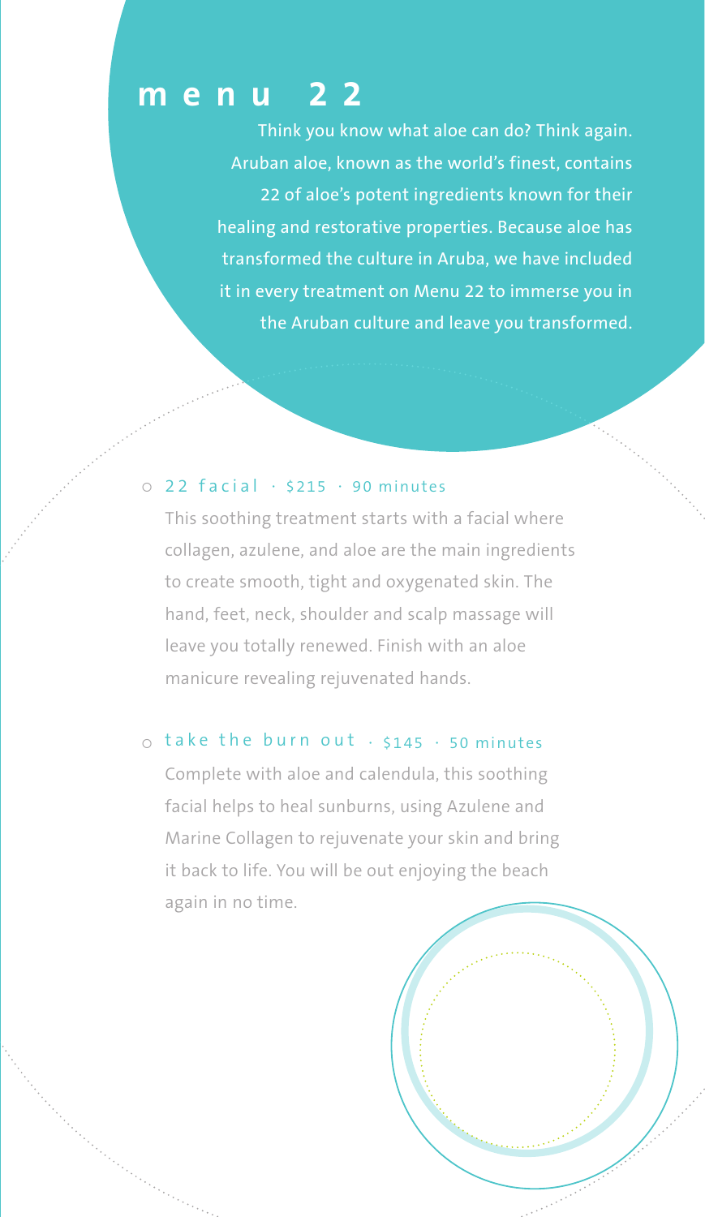# menu 22

Think you know what aloe can do? Think again. Aruban aloe, known as the world's finest, contains 22 of aloe's potent ingredients known for their healing and restorative properties. Because aloe has transformed the culture in Aruba, we have included it in every treatment on Menu 22 to immerse you in the Aruban culture and leave you transformed.

## 22 facial · $215 · 90 minutes

This soothing treatment starts with a facial where collagen, azulene, and aloe are the main ingredients to create smooth, tight and oxygenated skin. The hand, feet, neck, shoulder and scalp massage will leave you totally renewed. Finish with an aloe manicure revealing rejuvenated hands.

## take the burn out · $145 · 50 minutes

Complete with aloe and calendula, this soothing facial helps to heal sunburns, using Azulene and Marine Collagen to rejuvenate your skin and bring it back to life. You will be out enjoying the beach again in no time.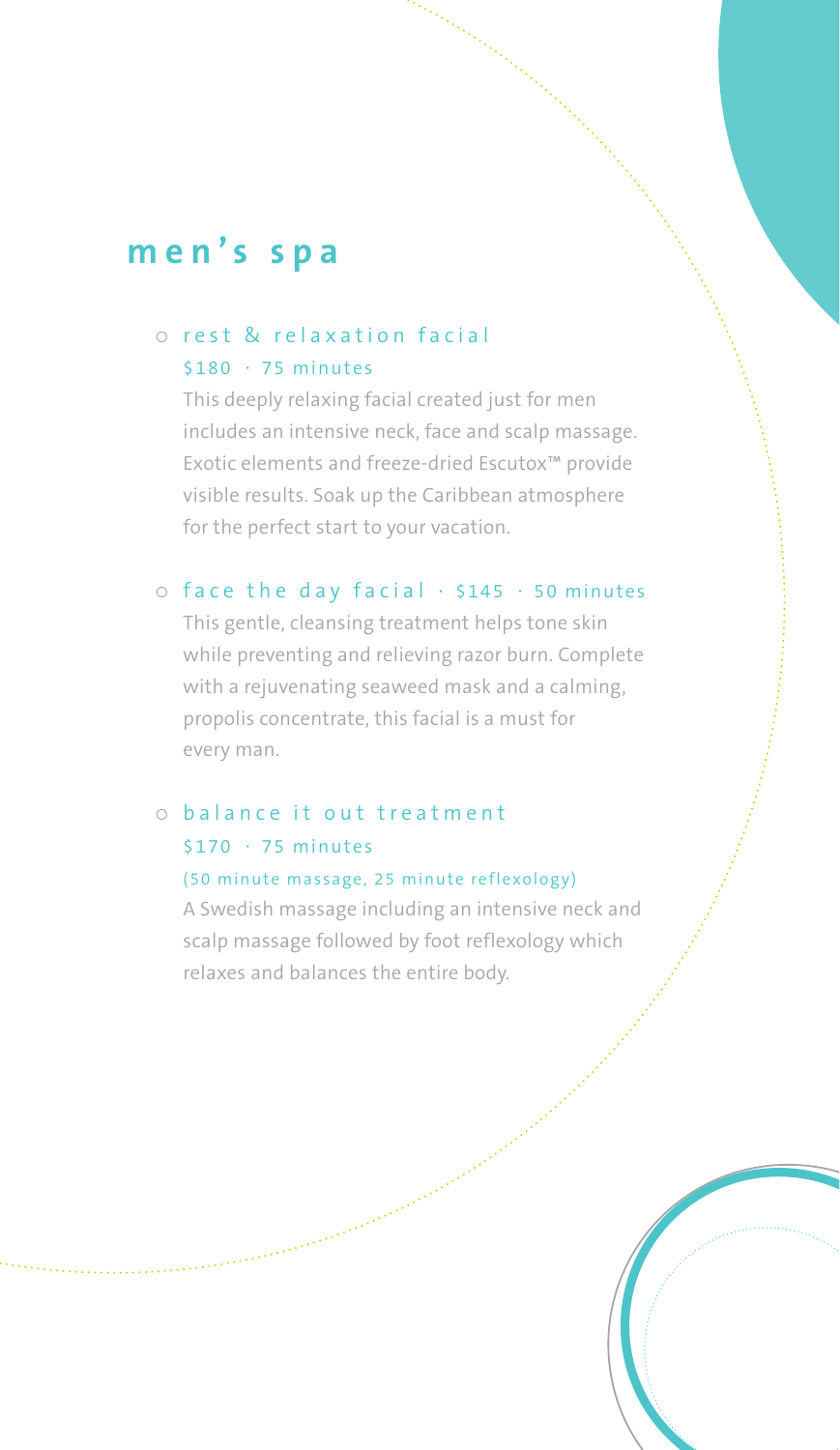## men's spa

### rest & relaxation facial
$180 · 75 minutes

This deeply relaxing facial created just for men includes an intensive neck, face and scalp massage. Exotic elements and freeze-dried Escutox™ provide visible results. Soak up the Caribbean atmosphere for the perfect start to your vacation.

### face the day facial · $145 · 50 minutes

This gentle, cleansing treatment helps tone skin while preventing and relieving razor burn. Complete with a rejuvenating seaweed mask and a calming, propolis concentrate, this facial is a must for every man.

### balance it out treatment
$170 · 75 minutes

(50 minute massage, 25 minute reflexology)

A Swedish massage including an intensive neck and scalp massage followed by foot reflexology which relaxes and balances the entire body.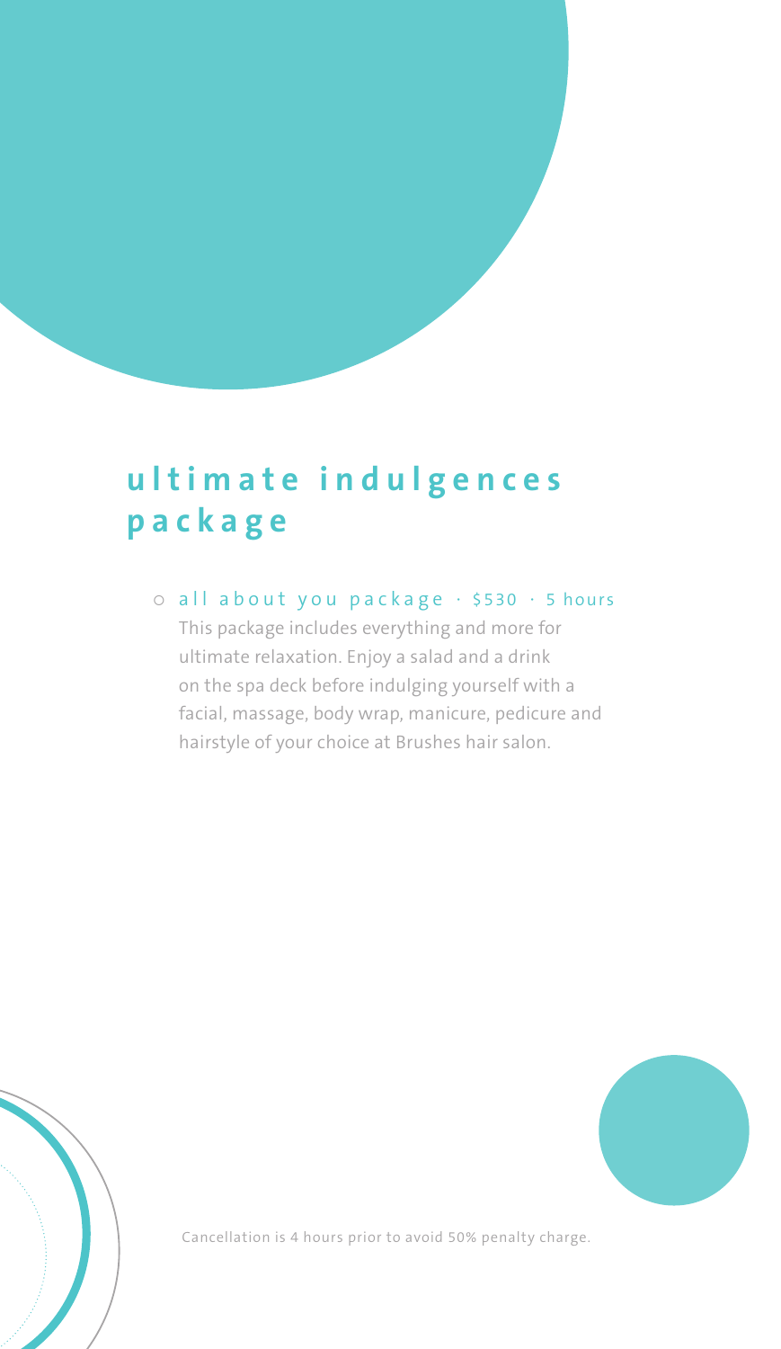## ultimate indulgences package

- all about you package · $530 · 5 hours
  This package includes everything and more for ultimate relaxation. Enjoy a salad and a drink on the spa deck before indulging yourself with a facial, massage, body wrap, manicure, pedicure and hairstyle of your choice at Brushes hair salon.

Cancellation is 4 hours prior to avoid 50% penalty charge.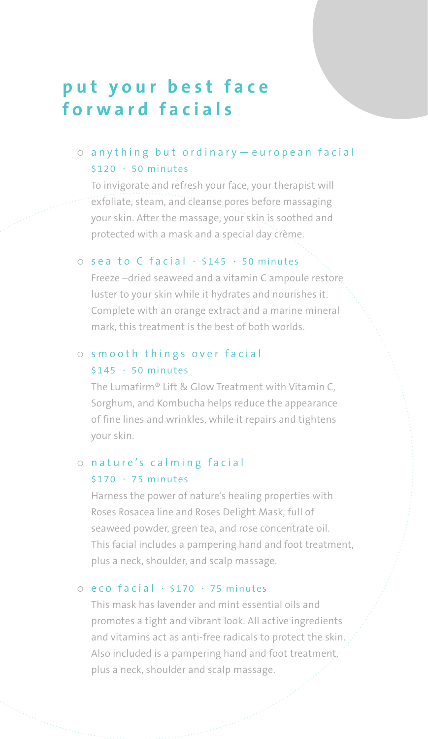# put your best face forward facials

- **anything but ordinary — european facial**
  $120 · 50 minutes

  To invigorate and refresh your face, your therapist will exfoliate, steam, and cleanse pores before massaging your skin. After the massage, your skin is soothed and protected with a mask and a special day crème.

- **sea to C facial** · $145 · 50 minutes

  Freeze –dried seaweed and a vitamin C ampoule restore luster to your skin while it hydrates and nourishes it. Complete with an orange extract and a marine mineral mark, this treatment is the best of both worlds.

- **smooth things over facial**
  $145 · 50 minutes

  The Lumafirm® Lift & Glow Treatment with Vitamin C, Sorghum, and Kombucha helps reduce the appearance of fine lines and wrinkles, while it repairs and tightens your skin.

- **nature's calming facial**
  $170 · 75 minutes

  Harness the power of nature's healing properties with Roses Rosacea line and Roses Delight Mask, full of seaweed powder, green tea, and rose concentrate oil. This facial includes a pampering hand and foot treatment, plus a neck, shoulder, and scalp massage.

- **eco facial** · $170 · 75 minutes

  This mask has lavender and mint essential oils and promotes a tight and vibrant look. All active ingredients and vitamins act as anti-free radicals to protect the skin. Also included is a pampering hand and foot treatment, plus a neck, shoulder and scalp massage.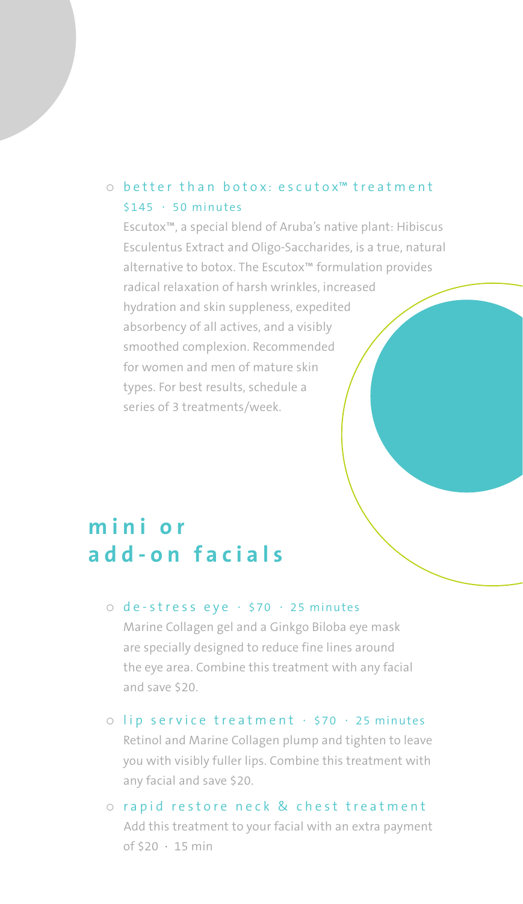- better than botox: escutox™ treatment
  $145 · 50 minutes

  Escutox™, a special blend of Aruba's native plant: Hibiscus Esculentus Extract and Oligo-Saccharides, is a true, natural alternative to botox. The Escutox™ formulation provides radical relaxation of harsh wrinkles, increased hydration and skin suppleness, expedited absorbency of all actives, and a visibly smoothed complexion. Recommended for women and men of mature skin types. For best results, schedule a series of 3 treatments/week.

## mini or add-on facials

- de-stress eye · $70 · 25 minutes

  Marine Collagen gel and a Ginkgo Biloba eye mask are specially designed to reduce fine lines around the eye area. Combine this treatment with any facial and save $20.

- lip service treatment · $70 · 25 minutes

  Retinol and Marine Collagen plump and tighten to leave you with visibly fuller lips. Combine this treatment with any facial and save $20.

- rapid restore neck & chest treatment

  Add this treatment to your facial with an extra payment of $20 · 15 min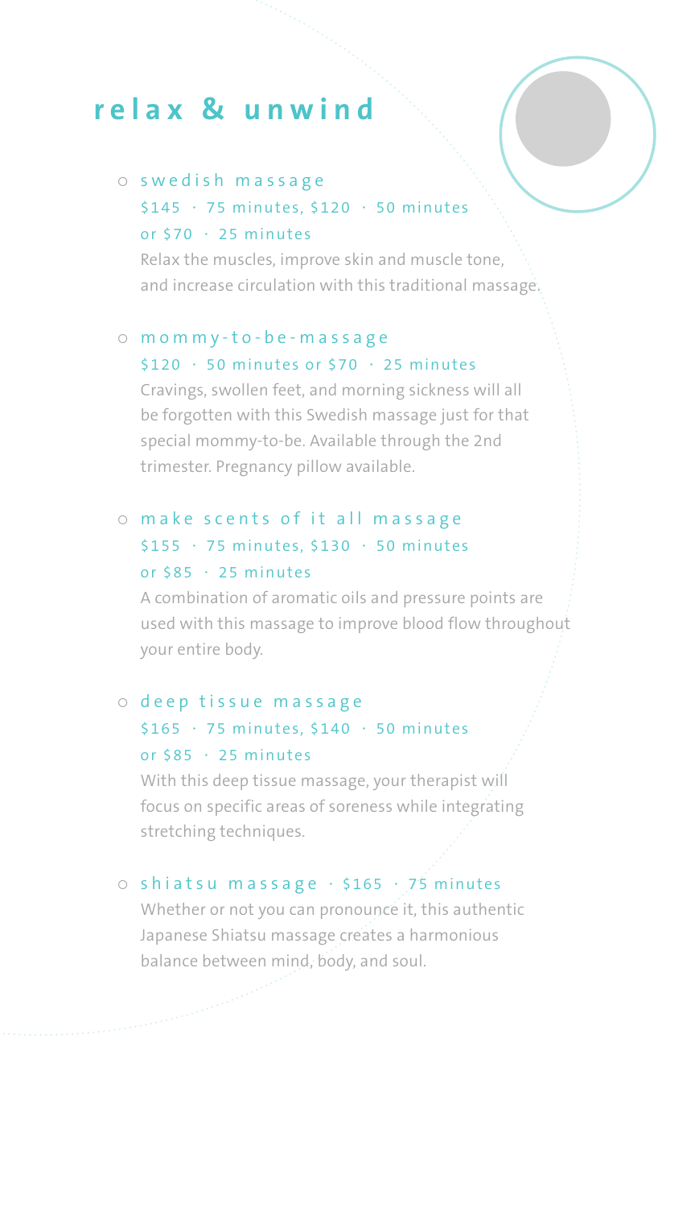# relax & unwind

- **swedish massage**
  $145 · 75 minutes, $120 · 50 minutes or $70 · 25 minutes
  Relax the muscles, improve skin and muscle tone, and increase circulation with this traditional massage.

- **mommy-to-be-massage**
  $120 · 50 minutes or $70 · 25 minutes
  Cravings, swollen feet, and morning sickness will all be forgotten with this Swedish massage just for that special mommy-to-be. Available through the 2nd trimester. Pregnancy pillow available.

- **make scents of it all massage**
  $155 · 75 minutes, $130 · 50 minutes or $85 · 25 minutes
  A combination of aromatic oils and pressure points are used with this massage to improve blood flow throughout your entire body.

- **deep tissue massage**
  $165 · 75 minutes, $140 · 50 minutes or $85 · 25 minutes
  With this deep tissue massage, your therapist will focus on specific areas of soreness while integrating stretching techniques.

- **shiatsu massage** · $165 · 75 minutes
  Whether or not you can pronounce it, this authentic Japanese Shiatsu massage creates a harmonious balance between mind, body, and soul.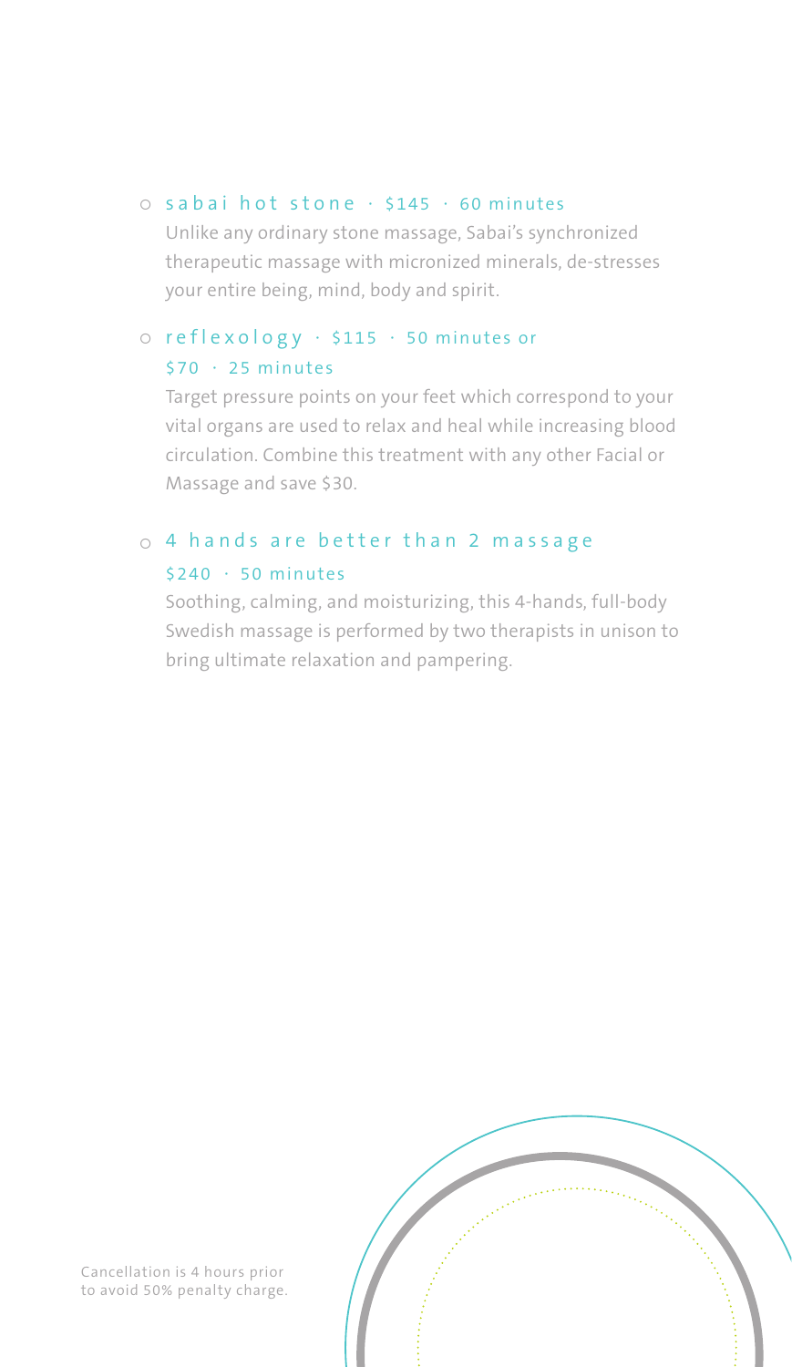- **sabai hot stone** · $145 · 60 minutes
  Unlike any ordinary stone massage, Sabai's synchronized therapeutic massage with micronized minerals, de-stresses your entire being, mind, body and spirit.

- **reflexology** · $115 · 50 minutes or $70 · 25 minutes
  Target pressure points on your feet which correspond to your vital organs are used to relax and heal while increasing blood circulation. Combine this treatment with any other Facial or Massage and save $30.

- **4 hands are better than 2 massage** $240 · 50 minutes
  Soothing, calming, and moisturizing, this 4-hands, full-body Swedish massage is performed by two therapists in unison to bring ultimate relaxation and pampering.

Cancellation is 4 hours prior to avoid 50% penalty charge.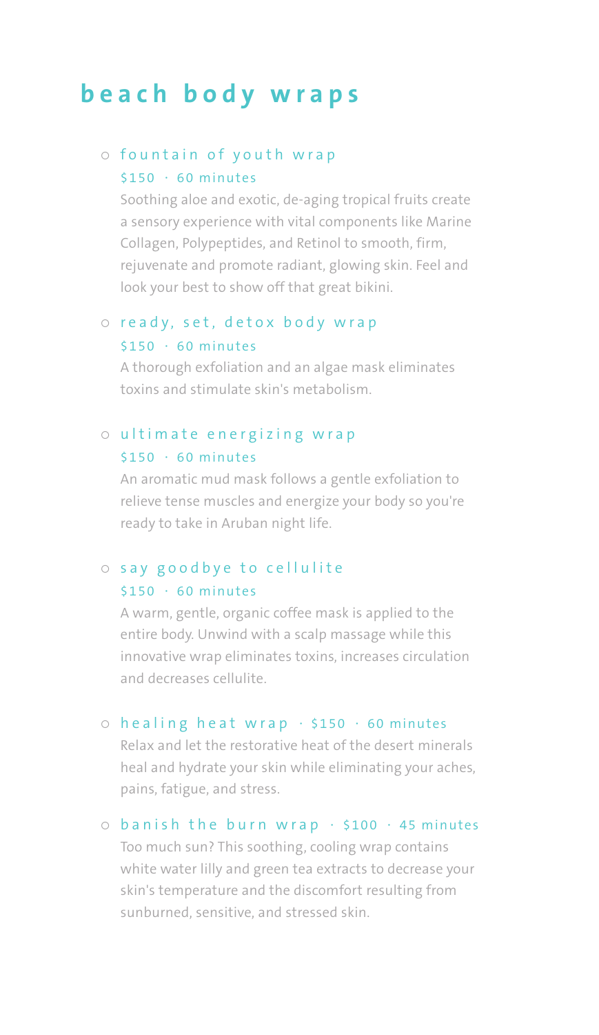# beach body wraps

- **fountain of youth wrap**
  $150 · 60 minutes
  Soothing aloe and exotic, de-aging tropical fruits create a sensory experience with vital components like Marine Collagen, Polypeptides, and Retinol to smooth, firm, rejuvenate and promote radiant, glowing skin. Feel and look your best to show off that great bikini.

- **ready, set, detox body wrap**
  $150 · 60 minutes
  A thorough exfoliation and an algae mask eliminates toxins and stimulate skin's metabolism.

- **ultimate energizing wrap**
  $150 · 60 minutes
  An aromatic mud mask follows a gentle exfoliation to relieve tense muscles and energize your body so you're ready to take in Aruban night life.

- **say goodbye to cellulite**
  $150 · 60 minutes
  A warm, gentle, organic coffee mask is applied to the entire body. Unwind with a scalp massage while this innovative wrap eliminates toxins, increases circulation and decreases cellulite.

- **healing heat wrap** · $150 · 60 minutes
  Relax and let the restorative heat of the desert minerals heal and hydrate your skin while eliminating your aches, pains, fatigue, and stress.

- **banish the burn wrap** · $100 · 45 minutes
  Too much sun? This soothing, cooling wrap contains white water lilly and green tea extracts to decrease your skin's temperature and the discomfort resulting from sunburned, sensitive, and stressed skin.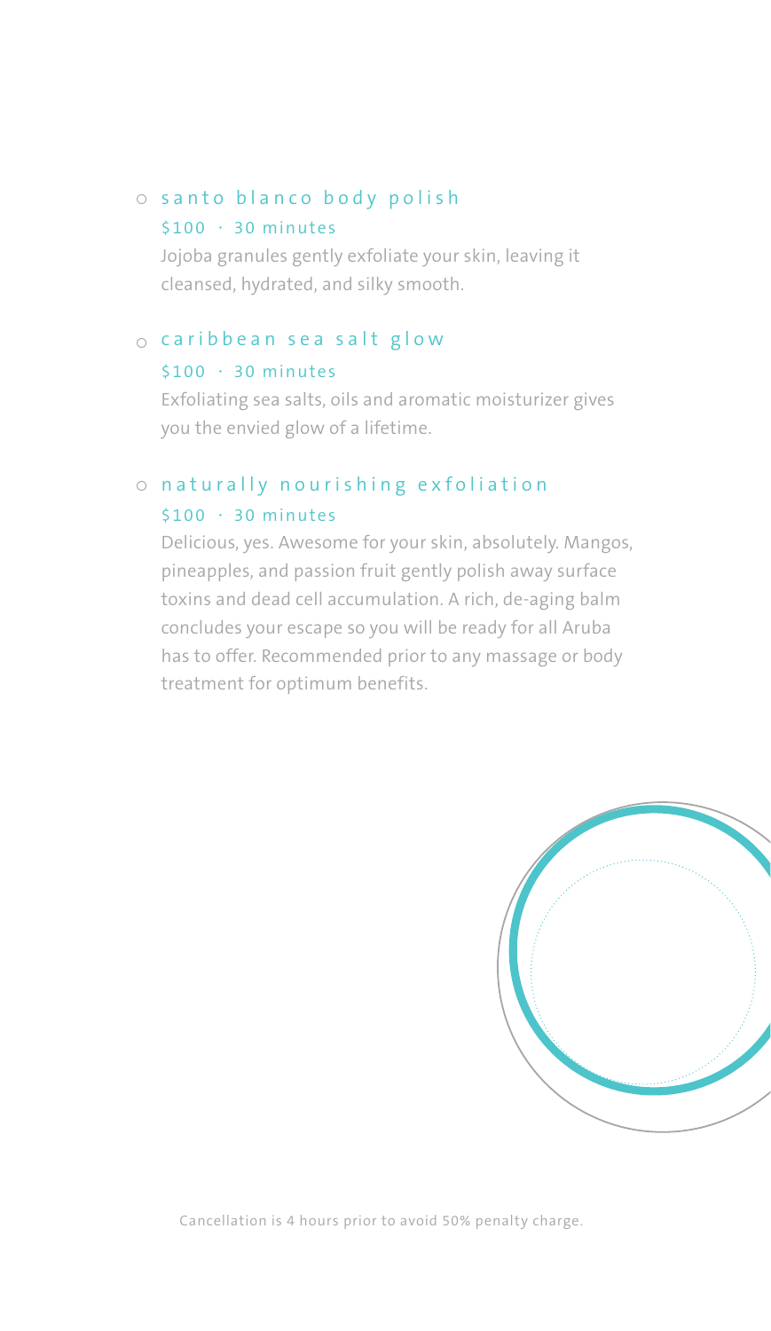- **santo blanco body polish**
  $100 · 30 minutes
  Jojoba granules gently exfoliate your skin, leaving it cleansed, hydrated, and silky smooth.

- **caribbean sea salt glow**
  $100 · 30 minutes
  Exfoliating sea salts, oils and aromatic moisturizer gives you the envied glow of a lifetime.

- **naturally nourishing exfoliation**
  $100 · 30 minutes
  Delicious, yes. Awesome for your skin, absolutely. Mangos, pineapples, and passion fruit gently polish away surface toxins and dead cell accumulation. A rich, de-aging balm concludes your escape so you will be ready for all Aruba has to offer. Recommended prior to any massage or body treatment for optimum benefits.

Cancellation is 4 hours prior to avoid 50% penalty charge.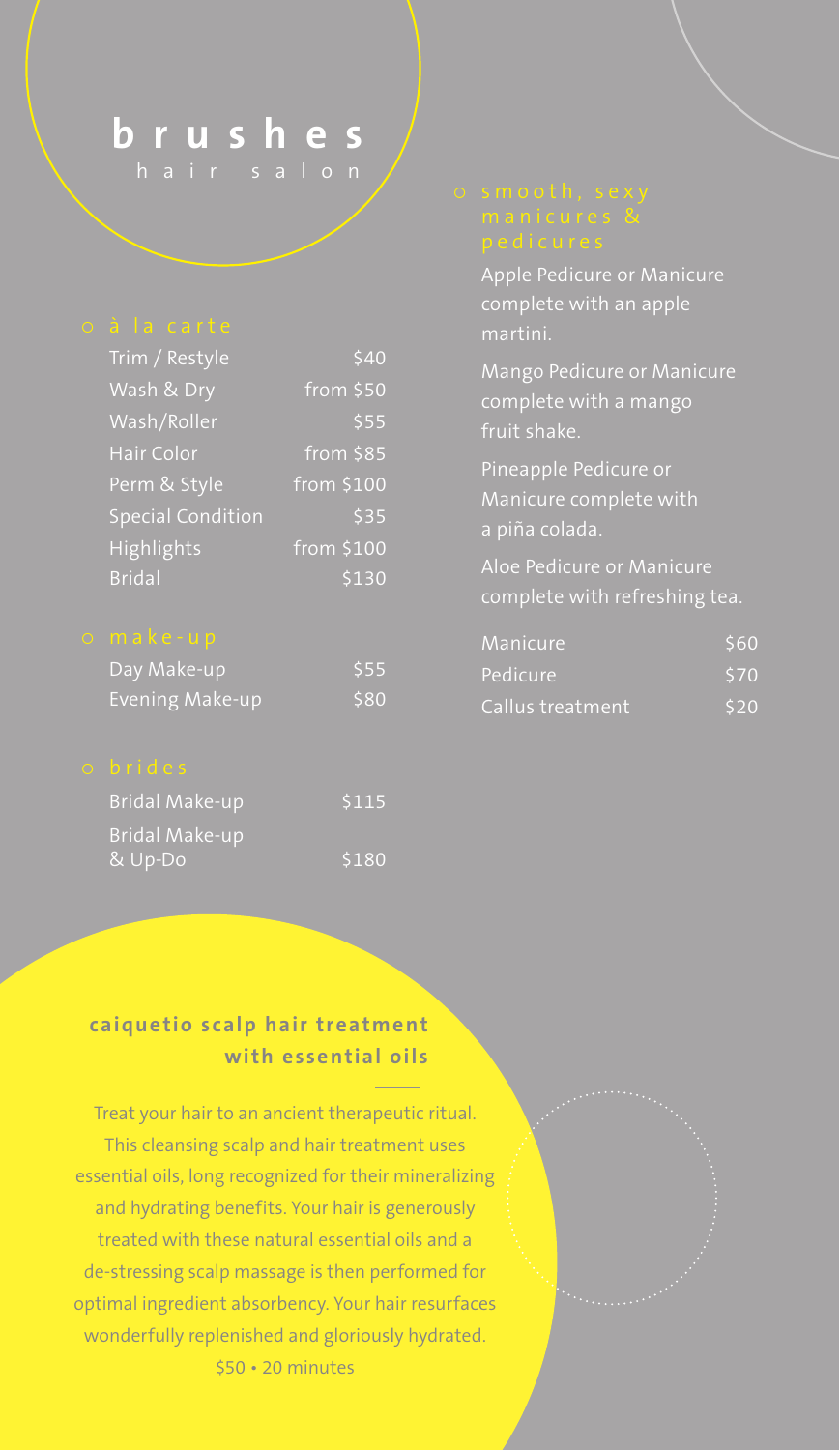# brushes
hair salon

## à la carte

| Service | Price |
| --- | --- |
| Trim / Restyle | $40 |
| Wash & Dry | from $50 |
| Wash/Roller | $55 |
| Hair Color | from $85 |
| Perm & Style | from $100 |
| Special Condition | $35 |
| Highlights | from $100 |
| Bridal | $130 |

## make-up

| Service | Price |
| --- | --- |
| Day Make-up | $55 |
| Evening Make-up | $80 |

## brides

| Service | Price |
| --- | --- |
| Bridal Make-up | $115 |
| Bridal Make-up & Up-Do | $180 |

## smooth, sexy manicures & pedicures

Apple Pedicure or Manicure complete with an apple martini.

Mango Pedicure or Manicure complete with a mango fruit shake.

Pineapple Pedicure or Manicure complete with a piña colada.

Aloe Pedicure or Manicure complete with refreshing tea.

| Service | Price |
| --- | --- |
| Manicure | $60 |
| Pedicure | $70 |
| Callus treatment | $20 |

## caiquetio scalp hair treatment with essential oils

Treat your hair to an ancient therapeutic ritual. This cleansing scalp and hair treatment uses essential oils, long recognized for their mineralizing and hydrating benefits. Your hair is generously treated with these natural essential oils and a de-stressing scalp massage is then performed for optimal ingredient absorbency. Your hair resurfaces wonderfully replenished and gloriously hydrated.

$50 • 20 minutes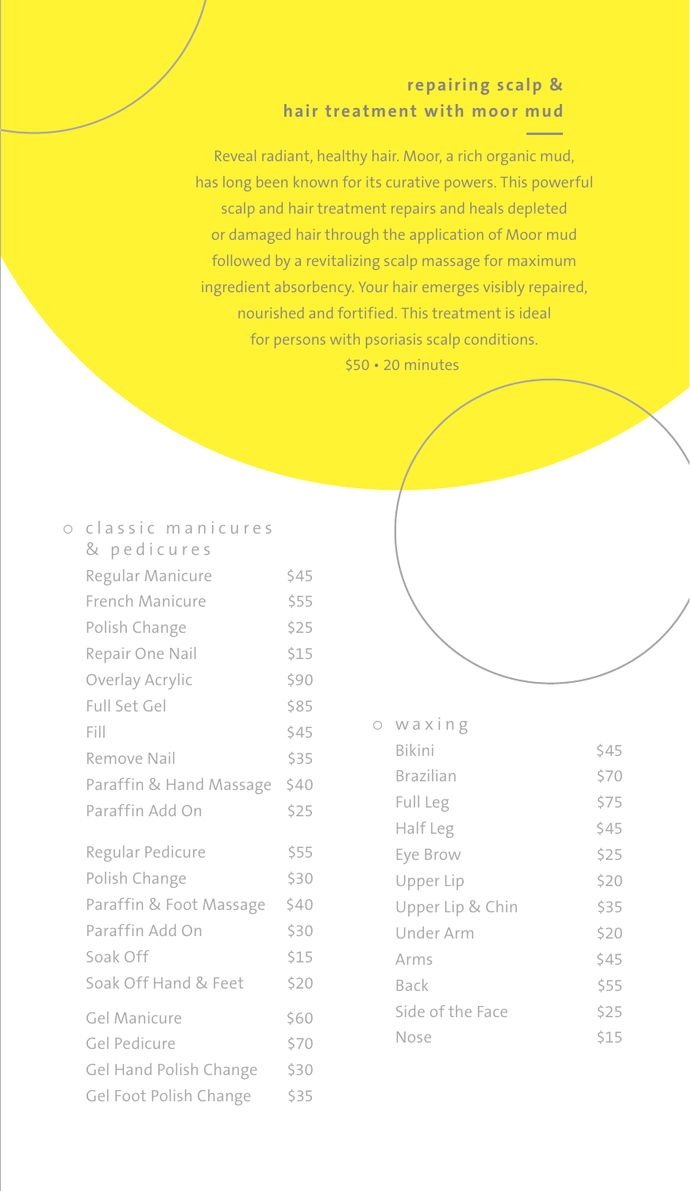## repairing scalp & hair treatment with moor mud

Reveal radiant, healthy hair. Moor, a rich organic mud, has long been known for its curative powers. This powerful scalp and hair treatment repairs and heals depleted or damaged hair through the application of Moor mud followed by a revitalizing scalp massage for maximum ingredient absorbency. Your hair emerges visibly repaired, nourished and fortified. This treatment is ideal for persons with psoriasis scalp conditions.

$50 • 20 minutes

## classic manicures & pedicures

| Service | Price |
|---|---|
| Regular Manicure | $45 |
| French Manicure | $55 |
| Polish Change | $25 |
| Repair One Nail | $15 |
| Overlay Acrylic | $90 |
| Full Set Gel | $85 |
| Fill | $45 |
| Remove Nail | $35 |
| Paraffin & Hand Massage | $40 |
| Paraffin Add On | $25 |
| Regular Pedicure | $55 |
| Polish Change | $30 |
| Paraffin & Foot Massage | $40 |
| Paraffin Add On | $30 |
| Soak Off | $15 |
| Soak Off Hand & Feet | $20 |
| Gel Manicure | $60 |
| Gel Pedicure | $70 |
| Gel Hand Polish Change | $30 |
| Gel Foot Polish Change | $35 |

## waxing

| Service | Price |
|---|---|
| Bikini | $45 |
| Brazilian | $70 |
| Full Leg | $75 |
| Half Leg | $45 |
| Eye Brow | $25 |
| Upper Lip | $20 |
| Upper Lip & Chin | $35 |
| Under Arm | $20 |
| Arms | $45 |
| Back | $55 |
| Side of the Face | $25 |
| Nose | $15 |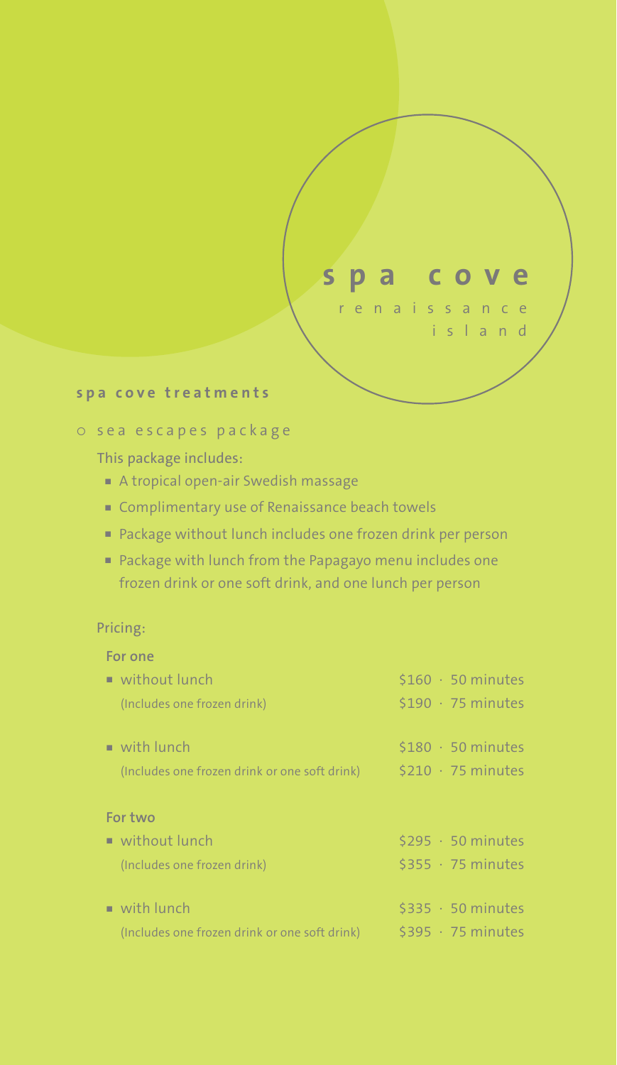# spa cove

renaissance island

## spa cove treatments

### sea escapes package

This package includes:

- A tropical open-air Swedish massage
- Complimentary use of Renaissance beach towels
- Package without lunch includes one frozen drink per person
- Package with lunch from the Papagayo menu includes one frozen drink or one soft drink, and one lunch per person

Pricing:

**For one**

| | |
|---|---|
| without lunch (Includes one frozen drink) | $160 · 50 minutes<br>$190 · 75 minutes |
| with lunch (Includes one frozen drink or one soft drink) | $180 · 50 minutes<br>$210 · 75 minutes |

**For two**

| | |
|---|---|
| without lunch (Includes one frozen drink) | $295 · 50 minutes<br>$355 · 75 minutes |
| with lunch (Includes one frozen drink or one soft drink) | $335 · 50 minutes<br>$395 · 75 minutes |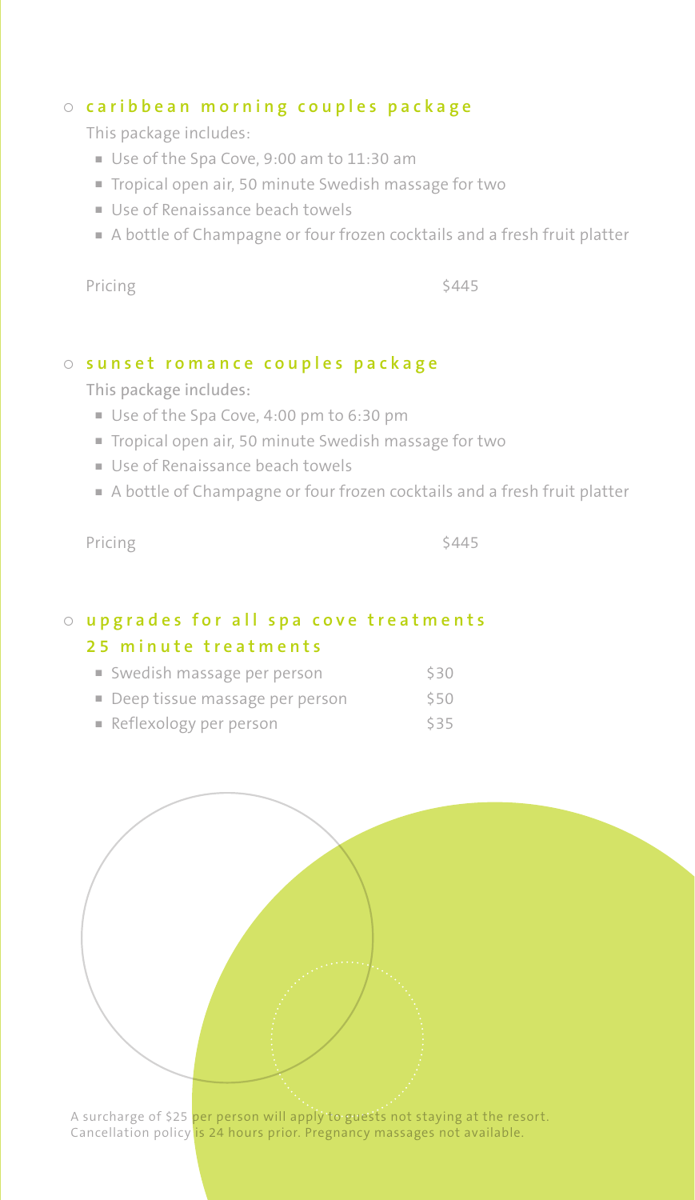## caribbean morning couples package

This package includes:

- Use of the Spa Cove, 9:00 am to 11:30 am
- Tropical open air, 50 minute Swedish massage for two
- Use of Renaissance beach towels
- A bottle of Champagne or four frozen cocktails and a fresh fruit platter

Pricing $445

## sunset romance couples package

This package includes:

- Use of the Spa Cove, 4:00 pm to 6:30 pm
- Tropical open air, 50 minute Swedish massage for two
- Use of Renaissance beach towels
- A bottle of Champagne or four frozen cocktails and a fresh fruit platter

Pricing $445

## upgrades for all spa cove treatments

### 25 minute treatments

| | |
|---|---|
| Swedish massage per person | $30 |
| Deep tissue massage per person | $50 |
| Reflexology per person | $35 |

A surcharge of $25 per person will apply to guests not staying at the resort. Cancellation policy is 24 hours prior. Pregnancy massages not available.